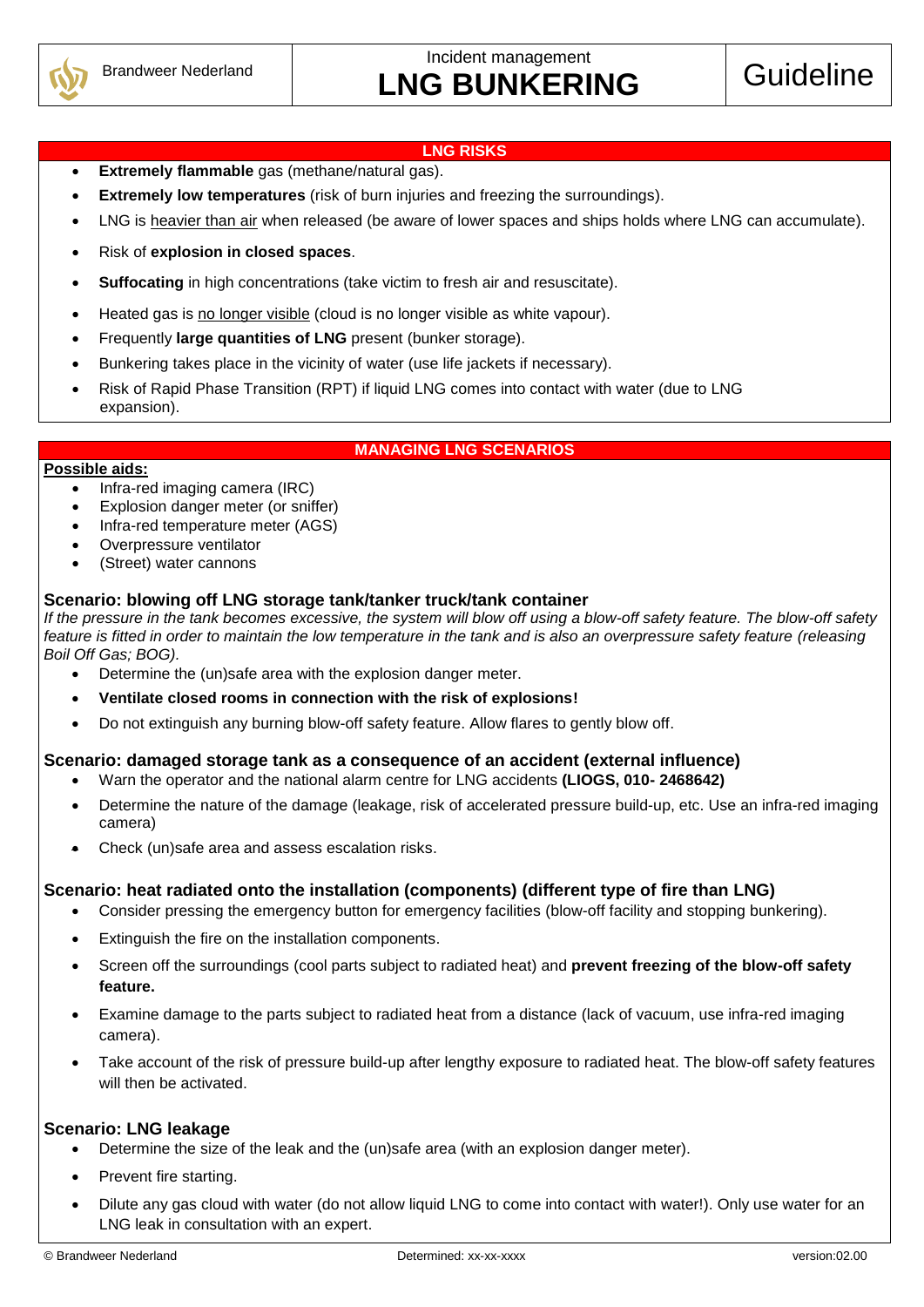Brandweer Nederland

Incident management

# LNG BUNKERING

Guideline

## LNG RISKS

- **Extremely flammable** gas (methane/natural gas).
- **Extremely low temperatures** (risk of burn injuries and freezing the surroundings).
- LNG is heavier than air when released (be aware of lower spaces and ships holds where LNG can accumulate).
- Risk of **explosion in closed spaces**.
- **Suffocating** in high concentrations (take victim to fresh air and resuscitate).
- Heated gas is no longer visible (cloud is no longer visible as white vapour).
- Frequently **large quantities of LNG** present (bunker storage).
- Bunkering takes place in the vicinity of water (use life jackets if necessary).
- Risk of Rapid Phase Transition (RPT) if liquid LNG comes into contact with water (due to LNG expansion).

## MANAGING LNG SCENARIOS

**Possible aids:**

- Infra-red imaging camera (IRC)
- Explosion danger meter (or sniffer)
- Infra-red temperature meter (AGS)
- Overpressure ventilator
- (Street) water cannons

### Scenario: blowing off LNG storage tank/tanker truck/tank container

*If the pressure in the tank becomes excessive, the system will blow off using a blow-off safety feature. The blow-off safety feature is fitted in order to maintain the low temperature in the tank and is also an overpressure safety feature (releasing Boil Off Gas; BOG).*

- Determine the (un)safe area with the explosion danger meter.
- **Ventilate closed rooms in connection with the risk of explosions!**
- Do not extinguish any burning blow-off safety feature. Allow flares to gently blow off.

### Scenario: damaged storage tank as a consequence of an accident (external influence)

- Warn the operator and the national alarm centre for LNG accidents **(LIOGS, 010- 2468642)**
- Determine the nature of the damage (leakage, risk of accelerated pressure build-up, etc. Use an infra-red imaging camera)
- Check (un)safe area and assess escalation risks.

### Scenario: heat radiated onto the installation (components) (different type of fire than LNG)

- Consider pressing the emergency button for emergency facilities (blow-off facility and stopping bunkering).
- Extinguish the fire on the installation components.
- Screen off the surroundings (cool parts subject to radiated heat) and **prevent freezing of the blow-off safety feature.**
- Examine damage to the parts subject to radiated heat from a distance (lack of vacuum, use infra-red imaging camera).
- Take account of the risk of pressure build-up after lengthy exposure to radiated heat. The blow-off safety features will then be activated.

### Scenario: LNG leakage

- Determine the size of the leak and the (un)safe area (with an explosion danger meter).
- Prevent fire starting.
- Dilute any gas cloud with water (do not allow liquid LNG to come into contact with water!). Only use water for an LNG leak in consultation with an expert.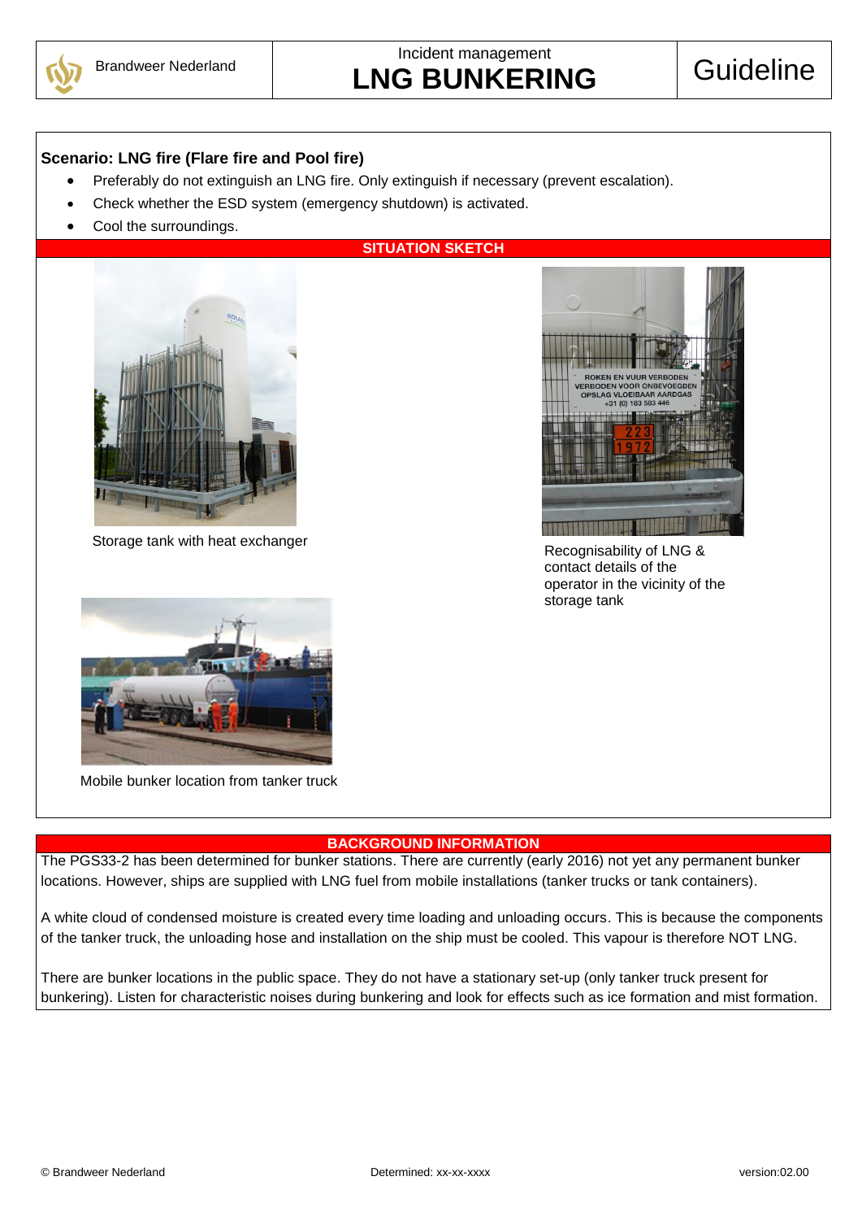## Scenario: LNG fire (Flare fire and Pool fire)

- Preferably do not extinguish an LNG fire. Only extinguish if necessary (prevent escalation).
- Check whether the ESD system (emergency shutdown) is activated.
- Cool the surroundings.

### SITUATION SKETCH

Storage tank with heat exchanger

Recognisability of LNG & contact details of the operator in the vicinity of the storage tank

Mobile bunker location from tanker truck

### BACKGROUND INFORMATION

The PGS33-2 has been determined for bunker stations. There are currently (early 2016) not yet any permanent bunker locations. However, ships are supplied with LNG fuel from mobile installations (tanker trucks or tank containers).

A white cloud of condensed moisture is created every time loading and unloading occurs. This is because the components of the tanker truck, the unloading hose and installation on the ship must be cooled. This vapour is therefore NOT LNG.

There are bunker locations in the public space. They do not have a stationary set-up (only tanker truck present for bunkering). Listen for characteristic noises during bunkering and look for effects such as ice formation and mist formation.